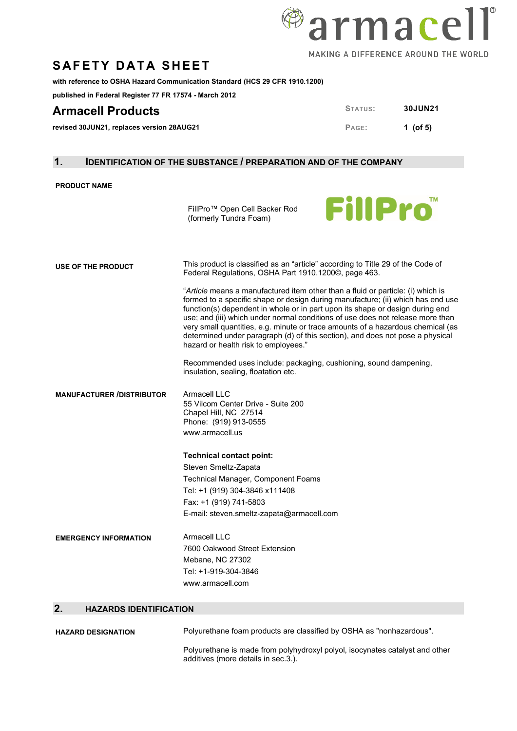# SAFETY DATA SHEET

**with reference to OSHA Hazard Communication Standard (HCS 29 CFR 1910.1200)**

**published in Federal Register 77 FR 17574 - March 2012**

## Armacell Products

**revised 30JUN21, replaces version 28AUG21**

STATUS: **30JUN21**

## 1. IDENTIFICATION OF THE SUBSTANCE / PREPARATION AND OF THE COMPANY

**PRODUCT NAME**

FillPro™ Open Cell Backer Rod
(formerly Tundra Foam)

**USE OF THE PRODUCT**

This product is classified as an "article" according to Title 29 of the Code of Federal Regulations, OSHA Part 1910.1200©, page 463.

"*Article* means a manufactured item other than a fluid or particle: (i) which is formed to a specific shape or design during manufacture; (ii) which has end use function(s) dependent in whole or in part upon its shape or design during end use; and (iii) which under normal conditions of use does not release more than very small quantities, e.g. minute or trace amounts of a hazardous chemical (as determined under paragraph (d) of this section), and does not pose a physical hazard or health risk to employees."

Recommended uses include: packaging, cushioning, sound dampening, insulation, sealing, floatation etc.

**MANUFACTURER /DISTRIBUTOR**

Armacell LLC
55 Vilcom Center Drive - Suite 200
Chapel Hill, NC 27514
Phone: (919) 913-0555
www.armacell.us

**Technical contact point:**
Steven Smeltz-Zapata
Technical Manager, Component Foams
Tel: +1 (919) 304-3846 x111408
Fax: +1 (919) 741-5803
E-mail: steven.smeltz-zapata@armacell.com

**EMERGENCY INFORMATION**

Armacell LLC
7600 Oakwood Street Extension
Mebane, NC 27302
Tel: +1-919-304-3846
www.armacell.com

## 2. HAZARDS IDENTIFICATION

**HAZARD DESIGNATION**

Polyurethane foam products are classified by OSHA as "nonhazardous".

Polyurethane is made from polyhydroxyl polyol, isocynates catalyst and other additives (more details in sec.3.).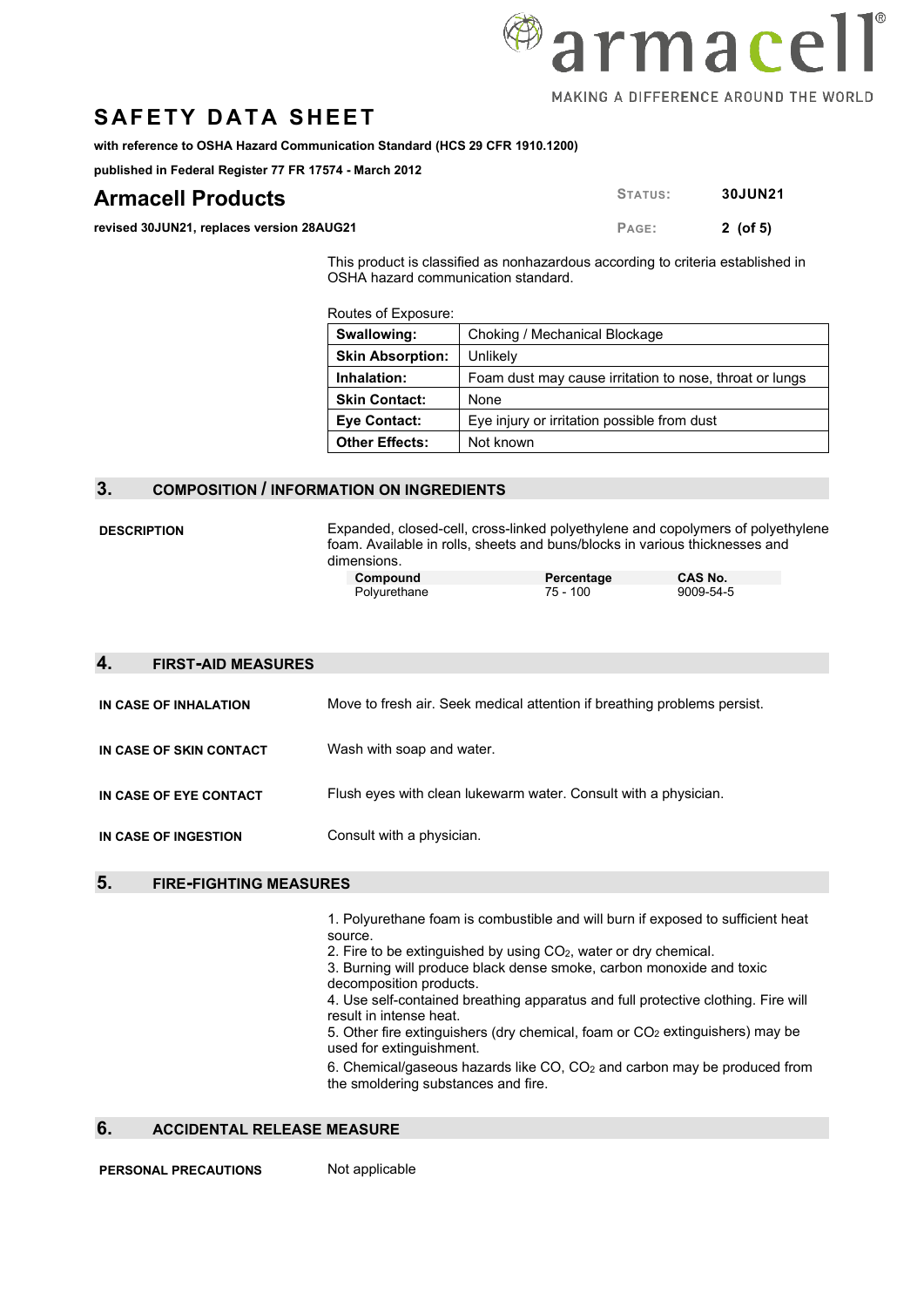This product is classified as nonhazardous according to criteria established in OSHA hazard communication standard.

Routes of Exposure:

| | |
|---|---|
| **Swallowing:** | Choking / Mechanical Blockage |
| **Skin Absorption:** | Unlikely |
| **Inhalation:** | Foam dust may cause irritation to nose, throat or lungs |
| **Skin Contact:** | None |
| **Eye Contact:** | Eye injury or irritation possible from dust |
| **Other Effects:** | Not known |

## 3. COMPOSITION / INFORMATION ON INGREDIENTS

**DESCRIPTION**

Expanded, closed-cell, cross-linked polyethylene and copolymers of polyethylene foam. Available in rolls, sheets and buns/blocks in various thicknesses and dimensions.

| Compound | Percentage | CAS No. |
|---|---|---|
| Polyurethane | 75 - 100 | 9009-54-5 |

## 4. FIRST-AID MEASURES

**IN CASE OF INHALATION**

Move to fresh air. Seek medical attention if breathing problems persist.

**IN CASE OF SKIN CONTACT**

Wash with soap and water.

**IN CASE OF EYE CONTACT**

Flush eyes with clean lukewarm water. Consult with a physician.

**IN CASE OF INGESTION**

Consult with a physician.

## 5. FIRE-FIGHTING MEASURES

1. Polyurethane foam is combustible and will burn if exposed to sufficient heat source.
2. Fire to be extinguished by using $CO_2$, water or dry chemical.
3. Burning will produce black dense smoke, carbon monoxide and toxic decomposition products.
4. Use self-contained breathing apparatus and full protective clothing. Fire will result in intense heat.
5. Other fire extinguishers (dry chemical, foam or $CO_2$ extinguishers) may be used for extinguishment.
6. Chemical/gaseous hazards like CO, $CO_2$ and carbon may be produced from the smoldering substances and fire.

## 6. ACCIDENTAL RELEASE MEASURE

**PERSONAL PRECAUTIONS**

Not applicable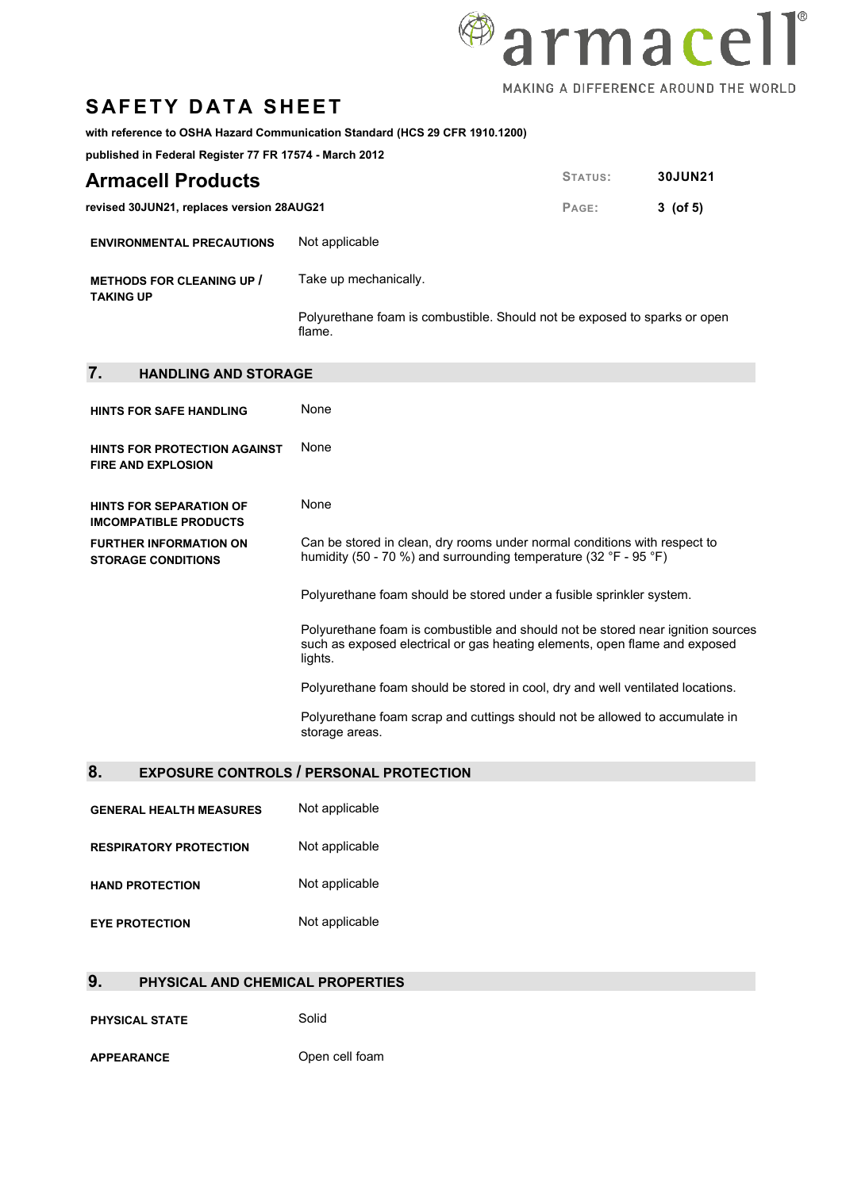| | |
|---|---|
| **ENVIRONMENTAL PRECAUTIONS** | Not applicable |
| **METHODS FOR CLEANING UP / TAKING UP** | Take up mechanically.<br><br>Polyurethane foam is combustible. Should not be exposed to sparks or open flame. |

## 7. HANDLING AND STORAGE

| | |
|---|---|
| **HINTS FOR SAFE HANDLING** | None |
| **HINTS FOR PROTECTION AGAINST FIRE AND EXPLOSION** | None |
| **HINTS FOR SEPARATION OF IMCOMPATIBLE PRODUCTS** | None |
| **FURTHER INFORMATION ON STORAGE CONDITIONS** | Can be stored in clean, dry rooms under normal conditions with respect to humidity (50 - 70 %) and surrounding temperature (32 °F - 95 °F)<br><br>Polyurethane foam should be stored under a fusible sprinkler system.<br><br>Polyurethane foam is combustible and should not be stored near ignition sources such as exposed electrical or gas heating elements, open flame and exposed lights.<br><br>Polyurethane foam should be stored in cool, dry and well ventilated locations.<br><br>Polyurethane foam scrap and cuttings should not be allowed to accumulate in storage areas. |

## 8. EXPOSURE CONTROLS / PERSONAL PROTECTION

| | |
|---|---|
| **GENERAL HEALTH MEASURES** | Not applicable |
| **RESPIRATORY PROTECTION** | Not applicable |
| **HAND PROTECTION** | Not applicable |
| **EYE PROTECTION** | Not applicable |

## 9. PHYSICAL AND CHEMICAL PROPERTIES

| | |
|---|---|
| **PHYSICAL STATE** | Solid |
| **APPEARANCE** | Open cell foam |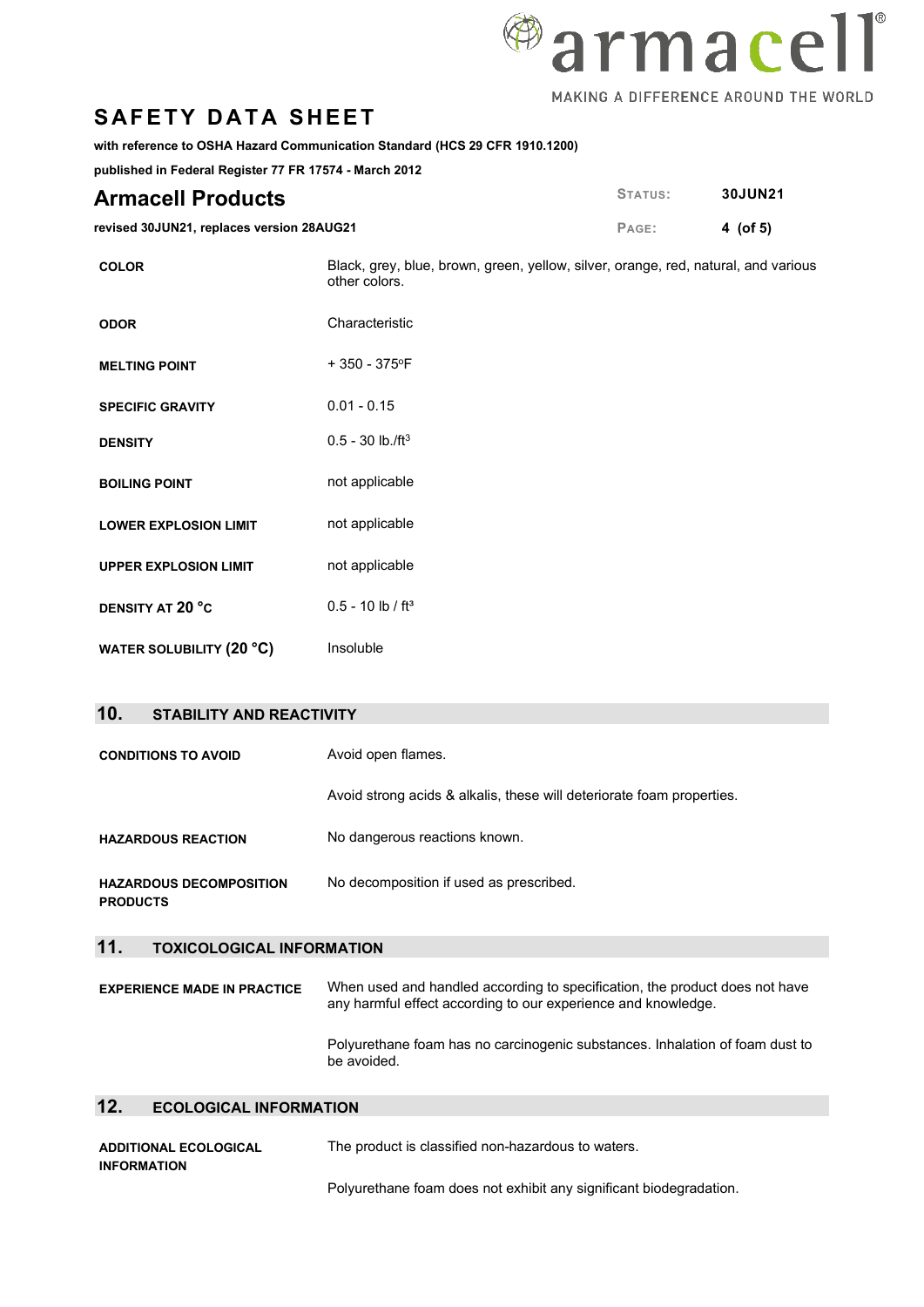| | |
|---|---|
| **COLOR** | Black, grey, blue, brown, green, yellow, silver, orange, red, natural, and various other colors. |
| **ODOR** | Characteristic |
| **MELTING POINT** | + 350 - 375°F |
| **SPECIFIC GRAVITY** | 0.01 - 0.15 |
| **DENSITY** | 0.5 - 30 lb./ft$^3$ |
| **BOILING POINT** | not applicable |
| **LOWER EXPLOSION LIMIT** | not applicable |
| **UPPER EXPLOSION LIMIT** | not applicable |
| **DENSITY AT 20 °C** | 0.5 - 10 lb / ft$^3$ |
| **WATER SOLUBILITY (20 °C)** | Insoluble |

## 10. STABILITY AND REACTIVITY

| | |
|---|---|
| **CONDITIONS TO AVOID** | Avoid open flames. |
| | Avoid strong acids & alkalis, these will deteriorate foam properties. |
| **HAZARDOUS REACTION** | No dangerous reactions known. |
| **HAZARDOUS DECOMPOSITION PRODUCTS** | No decomposition if used as prescribed. |

## 11. TOXICOLOGICAL INFORMATION

| | |
|---|---|
| **EXPERIENCE MADE IN PRACTICE** | When used and handled according to specification, the product does not have any harmful effect according to our experience and knowledge. |
| | Polyurethane foam has no carcinogenic substances. Inhalation of foam dust to be avoided. |

## 12. ECOLOGICAL INFORMATION

| | |
|---|---|
| **ADDITIONAL ECOLOGICAL INFORMATION** | The product is classified non-hazardous to waters. |
| | Polyurethane foam does not exhibit any significant biodegradation. |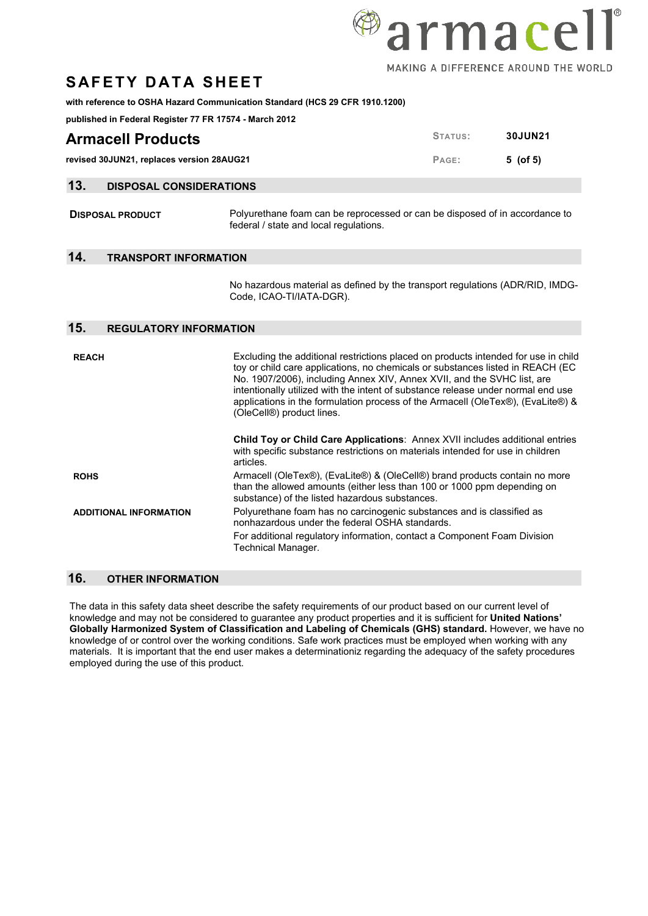## 13. DISPOSAL CONSIDERATIONS

| | |
|---|---|
| **DISPOSAL PRODUCT** | Polyurethane foam can be reprocessed or can be disposed of in accordance to federal / state and local regulations. |

## 14. TRANSPORT INFORMATION

No hazardous material as defined by the transport regulations (ADR/RID, IMDG-Code, ICAO-TI/IATA-DGR).

## 15. REGULATORY INFORMATION

| | |
|---|---|
| **REACH** | Excluding the additional restrictions placed on products intended for use in child toy or child care applications, no chemicals or substances listed in REACH (EC No. 1907/2006), including Annex XIV, Annex XVII, and the SVHC list, are intentionally utilized with the intent of substance release under normal end use applications in the formulation process of the Armacell (OleTex®), (EvaLite®) & (OleCell®) product lines. |
| | **Child Toy or Child Care Applications**: Annex XVII includes additional entries with specific substance restrictions on materials intended for use in children articles. |
| **ROHS** | Armacell (OleTex®), (EvaLite®) & (OleCell®) brand products contain no more than the allowed amounts (either less than 100 or 1000 ppm depending on substance) of the listed hazardous substances. |
| **ADDITIONAL INFORMATION** | Polyurethane foam has no carcinogenic substances and is classified as nonhazardous under the federal OSHA standards. |
| | For additional regulatory information, contact a Component Foam Division Technical Manager. |

## 16. OTHER INFORMATION

The data in this safety data sheet describe the safety requirements of our product based on our current level of knowledge and may not be considered to guarantee any product properties and it is sufficient for **United Nations' Globally Harmonized System of Classification and Labeling of Chemicals (GHS) standard.** However, we have no knowledge of or control over the working conditions. Safe work practices must be employed when working with any materials. It is important that the end user makes a determinationiz regarding the adequacy of the safety procedures employed during the use of this product.